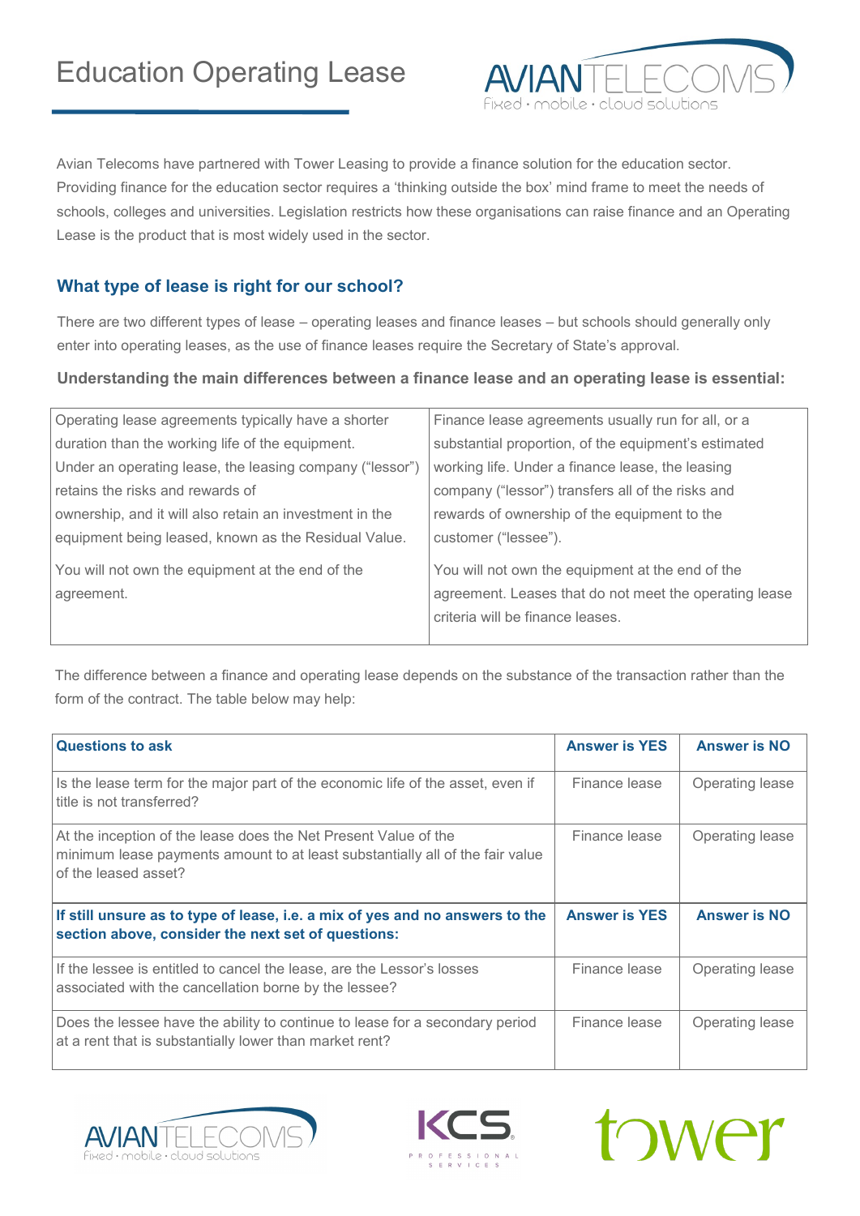# Education Operating Lease

Avian Telecoms have partnered with Tower Leasing to provide a finance solution for the education sector. Providing finance for the education sector requires a 'thinking outside the box' mind frame to meet the needs of schools, colleges and universities. Legislation restricts how these organisations can raise finance and an Operating Lease is the product that is most widely used in the sector.

## What type of lease is right for our school?

There are two different types of lease – operating leases and finance leases – but schools should generally only enter into operating leases, as the use of finance leases require the Secretary of State's approval.

**Understanding the main differences between a finance lease and an operating lease is essential:**

| | |
|---|---|
| Operating lease agreements typically have a shorter duration than the working life of the equipment. Under an operating lease, the leasing company ("lessor") retains the risks and rewards of ownership, and it will also retain an investment in the equipment being leased, known as the Residual Value. | Finance lease agreements usually run for all, or a substantial proportion, of the equipment's estimated working life. Under a finance lease, the leasing company ("lessor") transfers all of the risks and rewards of ownership of the equipment to the customer ("lessee"). |
| You will not own the equipment at the end of the agreement. | You will not own the equipment at the end of the agreement. Leases that do not meet the operating lease criteria will be finance leases. |

The difference between a finance and operating lease depends on the substance of the transaction rather than the form of the contract. The table below may help:

| **Questions to ask** | **Answer is YES** | **Answer is NO** |
|---|---|---|
| Is the lease term for the major part of the economic life of the asset, even if title is not transferred? | Finance lease | Operating lease |
| At the inception of the lease does the Net Present Value of the minimum lease payments amount to at least substantially all of the fair value of the leased asset? | Finance lease | Operating lease |
| **If still unsure as to type of lease, i.e. a mix of yes and no answers to the section above, consider the next set of questions:** | **Answer is YES** | **Answer is NO** |
| If the lessee is entitled to cancel the lease, are the Lessor's losses associated with the cancellation borne by the lessee? | Finance lease | Operating lease |
| Does the lessee have the ability to continue to lease for a secondary period at a rent that is substantially lower than market rent? | Finance lease | Operating lease |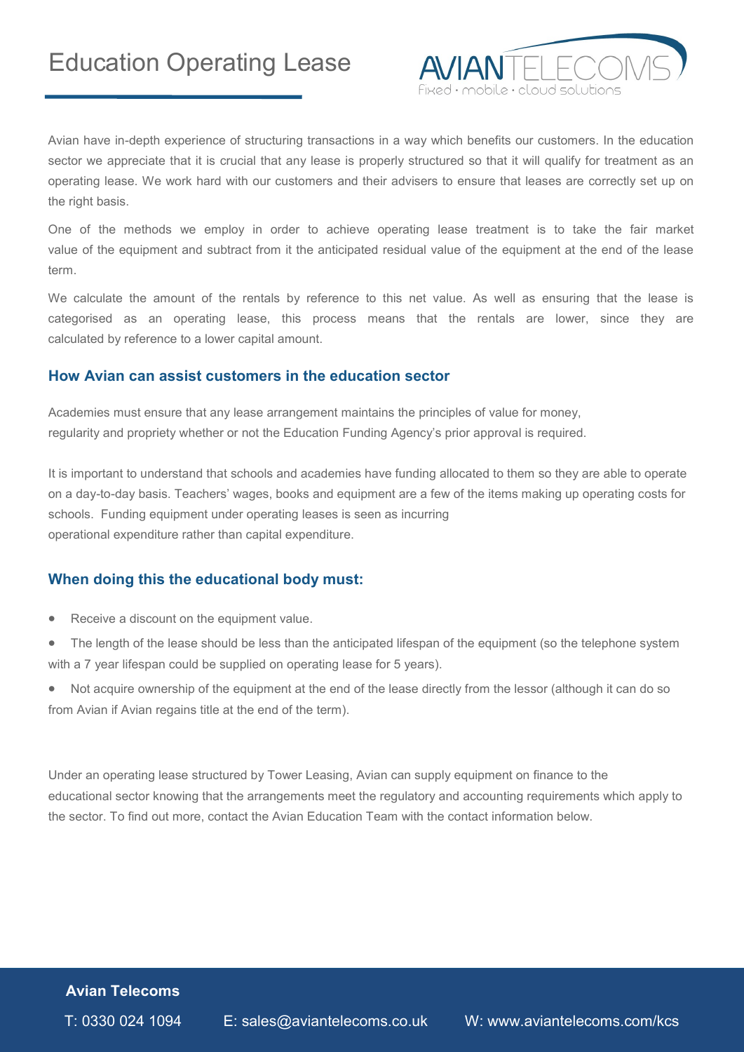# Education Operating Lease

Avian have in-depth experience of structuring transactions in a way which benefits our customers. In the education sector we appreciate that it is crucial that any lease is properly structured so that it will qualify for treatment as an operating lease. We work hard with our customers and their advisers to ensure that leases are correctly set up on the right basis.

One of the methods we employ in order to achieve operating lease treatment is to take the fair market value of the equipment and subtract from it the anticipated residual value of the equipment at the end of the lease term.

We calculate the amount of the rentals by reference to this net value. As well as ensuring that the lease is categorised as an operating lease, this process means that the rentals are lower, since they are calculated by reference to a lower capital amount.

## How Avian can assist customers in the education sector

Academies must ensure that any lease arrangement maintains the principles of value for money, regularity and propriety whether or not the Education Funding Agency's prior approval is required.

It is important to understand that schools and academies have funding allocated to them so they are able to operate on a day-to-day basis. Teachers' wages, books and equipment are a few of the items making up operating costs for schools. Funding equipment under operating leases is seen as incurring operational expenditure rather than capital expenditure.

## When doing this the educational body must:

- Receive a discount on the equipment value.
- The length of the lease should be less than the anticipated lifespan of the equipment (so the telephone system with a 7 year lifespan could be supplied on operating lease for 5 years).
- Not acquire ownership of the equipment at the end of the lease directly from the lessor (although it can do so from Avian if Avian regains title at the end of the term).

Under an operating lease structured by Tower Leasing, Avian can supply equipment on finance to the educational sector knowing that the arrangements meet the regulatory and accounting requirements which apply to the sector. To find out more, contact the Avian Education Team with the contact information below.

**Avian Telecoms**

T: 0330 024 1094 E: sales@aviantelecoms.co.uk W: www.aviantelecoms.com/kcs